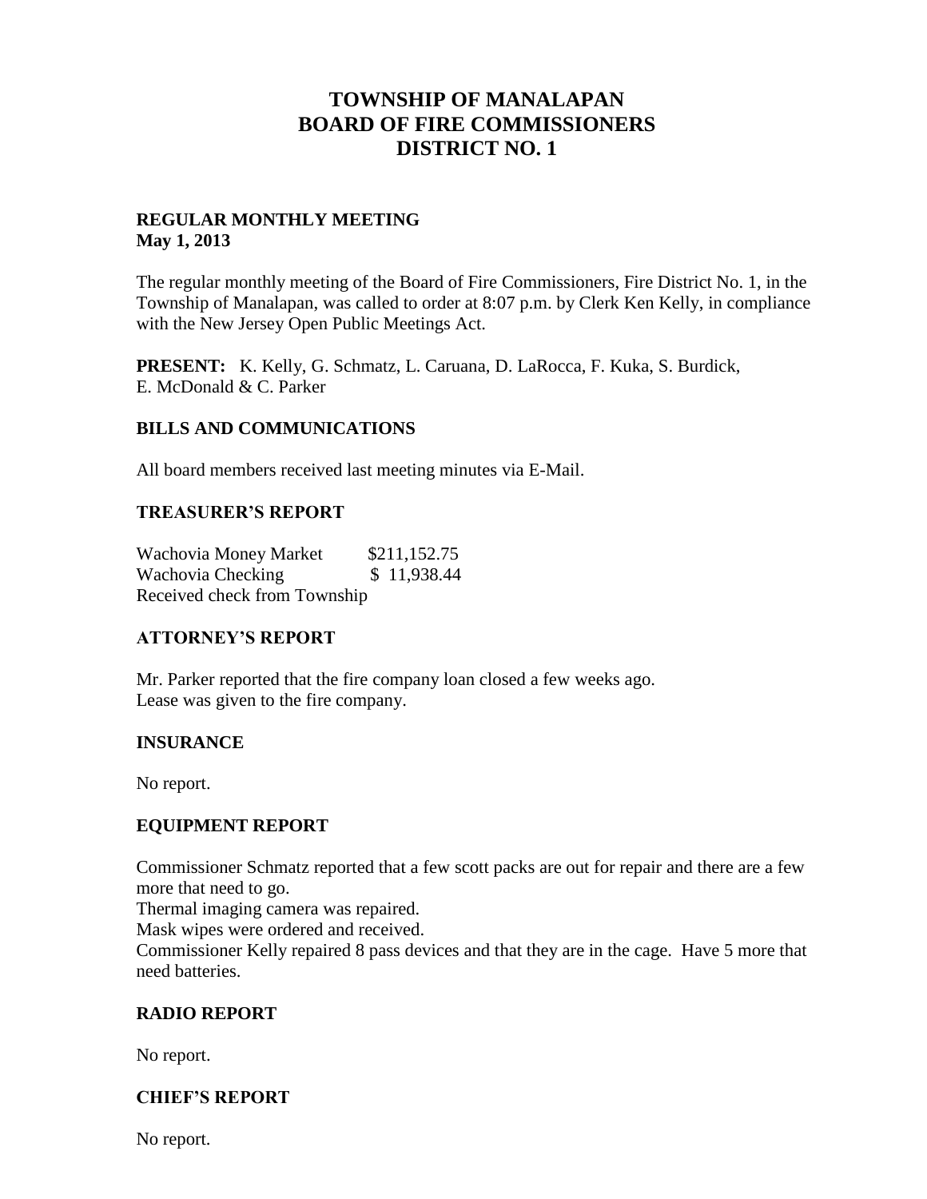# TOWNSHIP OF MANALAPAN
# BOARD OF FIRE COMMISSIONERS
# DISTRICT NO. 1

**REGULAR MONTHLY MEETING**
**May 1, 2013**

The regular monthly meeting of the Board of Fire Commissioners, Fire District No. 1, in the Township of Manalapan, was called to order at 8:07 p.m. by Clerk Ken Kelly, in compliance with the New Jersey Open Public Meetings Act.

**PRESENT:** K. Kelly, G. Schmatz, L. Caruana, D. LaRocca, F. Kuka, S. Burdick, E. McDonald & C. Parker

## BILLS AND COMMUNICATIONS

All board members received last meeting minutes via E-Mail.

## TREASURER'S REPORT

Wachovia Money Market $211,152.75
Wachovia Checking $ 11,938.44
Received check from Township

## ATTORNEY'S REPORT

Mr. Parker reported that the fire company loan closed a few weeks ago.
Lease was given to the fire company.

## INSURANCE

No report.

## EQUIPMENT REPORT

Commissioner Schmatz reported that a few scott packs are out for repair and there are a few more that need to go.
Thermal imaging camera was repaired.
Mask wipes were ordered and received.
Commissioner Kelly repaired 8 pass devices and that they are in the cage. Have 5 more that need batteries.

## RADIO REPORT

No report.

## CHIEF'S REPORT

No report.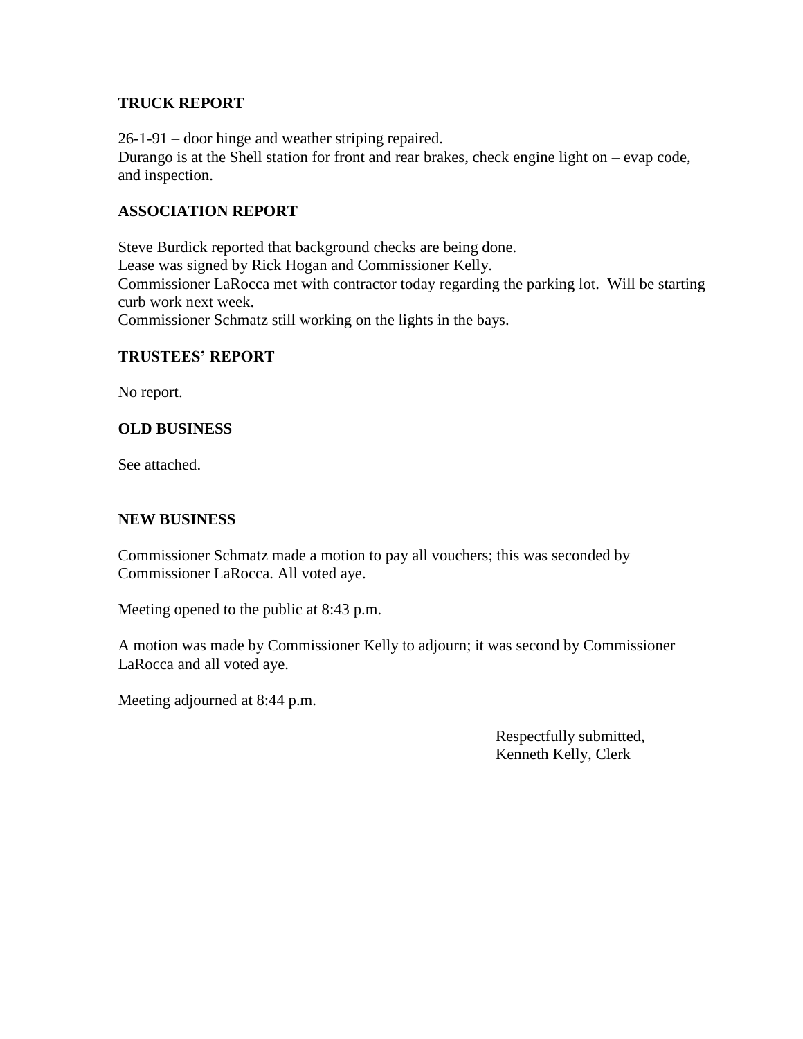## TRUCK REPORT

26-1-91 – door hinge and weather striping repaired.
Durango is at the Shell station for front and rear brakes, check engine light on – evap code, and inspection.

## ASSOCIATION REPORT

Steve Burdick reported that background checks are being done.
Lease was signed by Rick Hogan and Commissioner Kelly.
Commissioner LaRocca met with contractor today regarding the parking lot. Will be starting curb work next week.
Commissioner Schmatz still working on the lights in the bays.

## TRUSTEES' REPORT

No report.

## OLD BUSINESS

See attached.

## NEW BUSINESS

Commissioner Schmatz made a motion to pay all vouchers; this was seconded by Commissioner LaRocca. All voted aye.

Meeting opened to the public at 8:43 p.m.

A motion was made by Commissioner Kelly to adjourn; it was second by Commissioner LaRocca and all voted aye.

Meeting adjourned at 8:44 p.m.

Respectfully submitted,
Kenneth Kelly, Clerk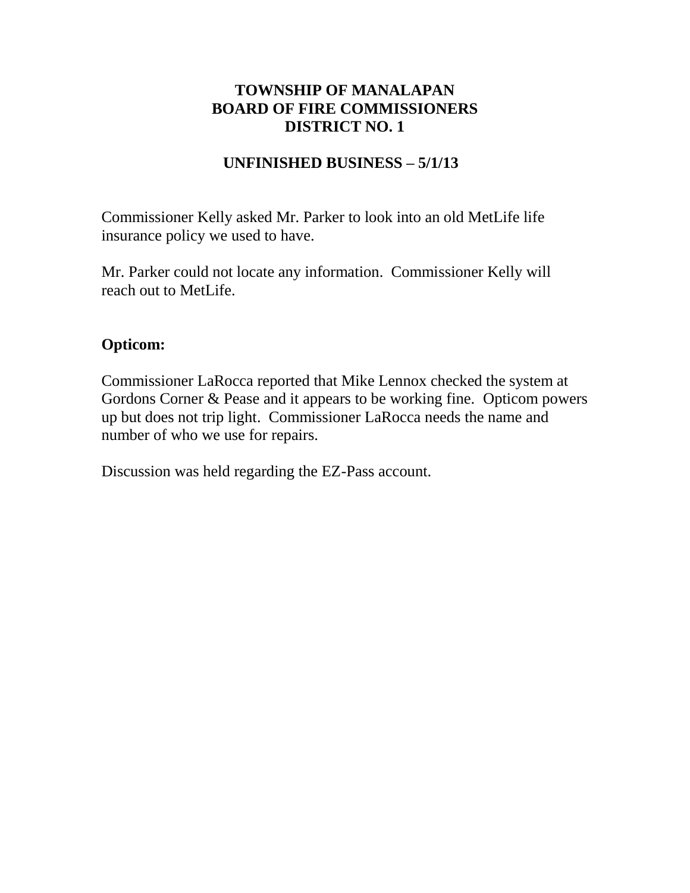**TOWNSHIP OF MANALAPAN**
**BOARD OF FIRE COMMISSIONERS**
**DISTRICT NO. 1**

**UNFINISHED BUSINESS – 5/1/13**

Commissioner Kelly asked Mr. Parker to look into an old MetLife life insurance policy we used to have.

Mr. Parker could not locate any information. Commissioner Kelly will reach out to MetLife.

**Opticom:**

Commissioner LaRocca reported that Mike Lennox checked the system at Gordons Corner & Pease and it appears to be working fine. Opticom powers up but does not trip light. Commissioner LaRocca needs the name and number of who we use for repairs.

Discussion was held regarding the EZ-Pass account.